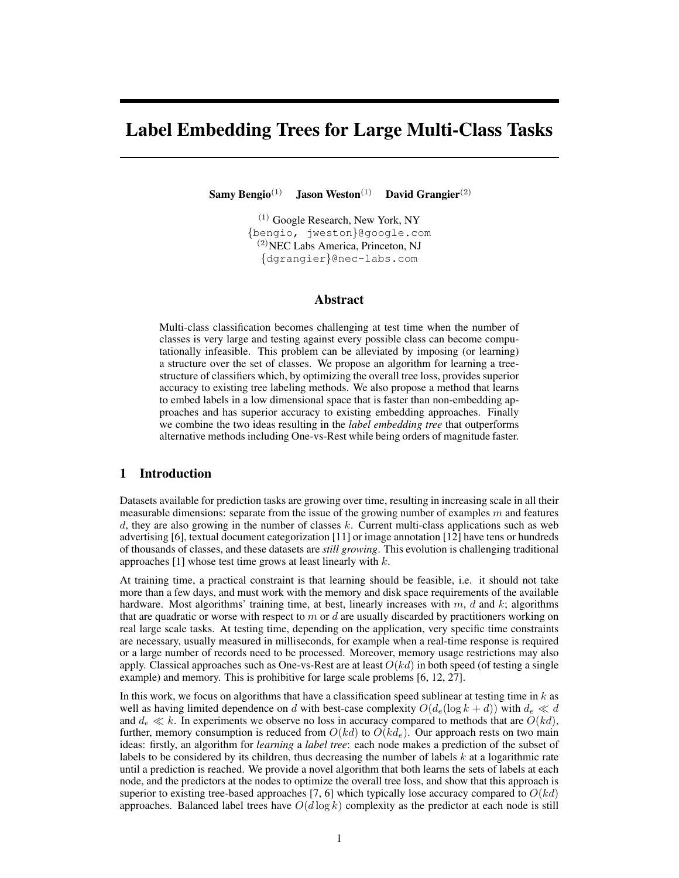# Label Embedding Trees for Large Multi-Class Tasks

**Samy Bengio**[(1)] **Jason Weston**[(1)] **David Grangier**[(2)]

[(1)] Google Research, New York, NY
{bengio, jweston}@google.com
[(2)]NEC Labs America, Princeton, NJ
{dgrangier}@nec-labs.com

## Abstract

Multi-class classification becomes challenging at test time when the number of classes is very large and testing against every possible class can become computationally infeasible. This problem can be alleviated by imposing (or learning) a structure over the set of classes. We propose an algorithm for learning a tree-structure of classifiers which, by optimizing the overall tree loss, provides superior accuracy to existing tree labeling methods. We also propose a method that learns to embed labels in a low dimensional space that is faster than non-embedding approaches and has superior accuracy to existing embedding approaches. Finally we combine the two ideas resulting in the *label embedding tree* that outperforms alternative methods including One-vs-Rest while being orders of magnitude faster.

## 1 Introduction

Datasets available for prediction tasks are growing over time, resulting in increasing scale in all their measurable dimensions: separate from the issue of the growing number of examples $m$ and features $d$, they are also growing in the number of classes $k$. Current multi-class applications such as web advertising [6], textual document categorization [11] or image annotation [12] have tens or hundreds of thousands of classes, and these datasets are *still growing*. This evolution is challenging traditional approaches [1] whose test time grows at least linearly with $k$.

At training time, a practical constraint is that learning should be feasible, i.e. it should not take more than a few days, and must work with the memory and disk space requirements of the available hardware. Most algorithms' training time, at best, linearly increases with $m$, $d$ and $k$; algorithms that are quadratic or worse with respect to $m$ or $d$ are usually discarded by practitioners working on real large scale tasks. At testing time, depending on the application, very specific time constraints are necessary, usually measured in milliseconds, for example when a real-time response is required or a large number of records need to be processed. Moreover, memory usage restrictions may also apply. Classical approaches such as One-vs-Rest are at least $O(kd)$ in both speed (of testing a single example) and memory. This is prohibitive for large scale problems [6, 12, 27].

In this work, we focus on algorithms that have a classification speed sublinear at testing time in $k$ as well as having limited dependence on $d$ with best-case complexity $O(d_e(\log k + d))$ with $d_e \ll d$ and $d_e \ll k$. In experiments we observe no loss in accuracy compared to methods that are $O(kd)$, further, memory consumption is reduced from $O(kd)$ to $O(kd_e)$. Our approach rests on two main ideas: firstly, an algorithm for *learning* a *label tree*: each node makes a prediction of the subset of labels to be considered by its children, thus decreasing the number of labels $k$ at a logarithmic rate until a prediction is reached. We provide a novel algorithm that both learns the sets of labels at each node, and the predictors at the nodes to optimize the overall tree loss, and show that this approach is superior to existing tree-based approaches [7, 6] which typically lose accuracy compared to $O(kd)$ approaches. Balanced label trees have $O(d \log k)$ complexity as the predictor at each node is still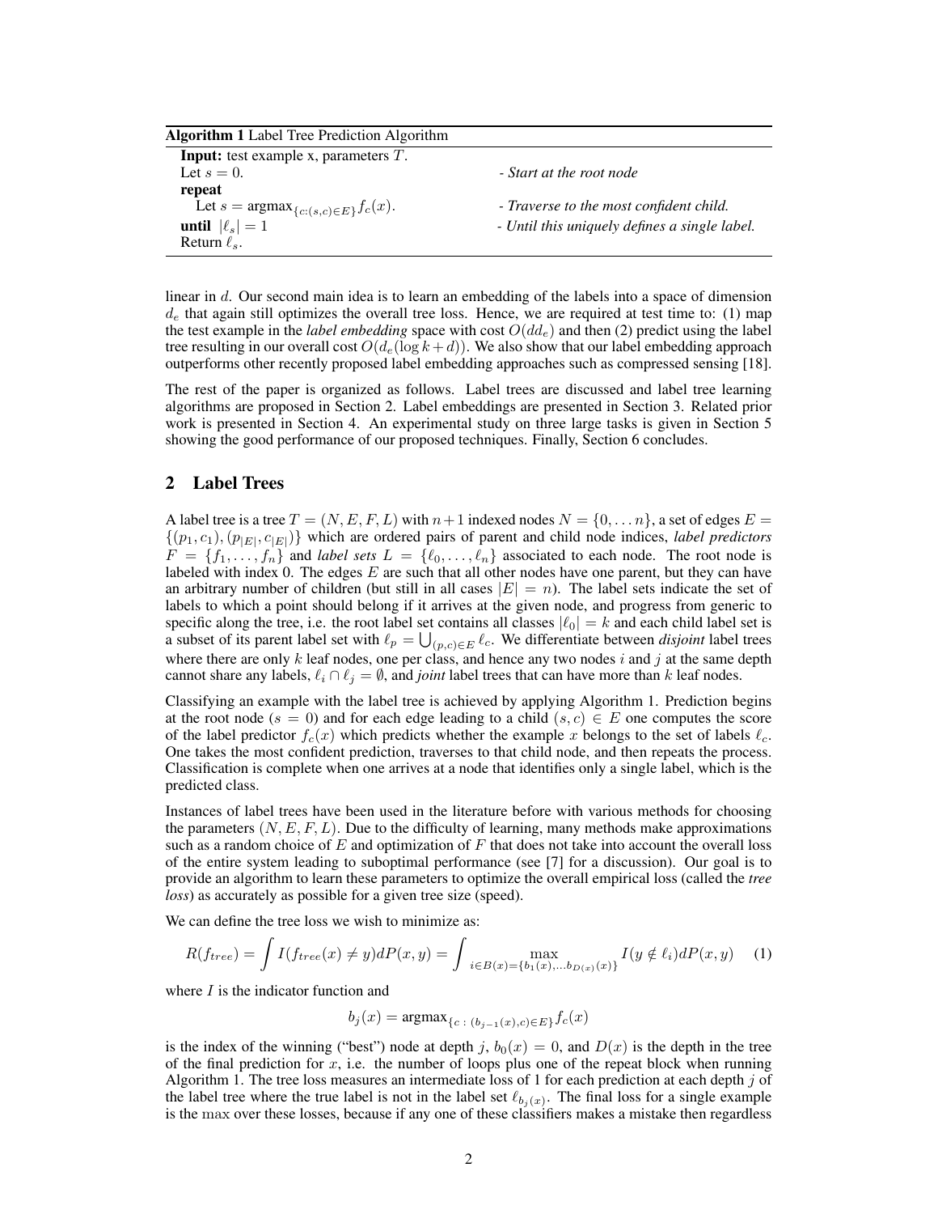**Algorithm 1** Label Tree Prediction Algorithm

**Input:** test example x, parameters $T$.
Let $s = 0$. *- Start at the root node*
**repeat**
  Let $s = \text{argmax}_{\{c:(s,c)\in E\}} f_c(x)$. *- Traverse to the most confident child.*
**until** $|\ell_s| = 1$ *- Until this uniquely defines a single label.*
Return $\ell_s$.

linear in $d$. Our second main idea is to learn an embedding of the labels into a space of dimension $d_e$ that again still optimizes the overall tree loss. Hence, we are required at test time to: (1) map the test example in the *label embedding* space with cost $O(dd_e)$ and then (2) predict using the label tree resulting in our overall cost $O(d_e(\log k + d))$. We also show that our label embedding approach outperforms other recently proposed label embedding approaches such as compressed sensing [18].

The rest of the paper is organized as follows. Label trees are discussed and label tree learning algorithms are proposed in Section 2. Label embeddings are presented in Section 3. Related prior work is presented in Section 4. An experimental study on three large tasks is given in Section 5 showing the good performance of our proposed techniques. Finally, Section 6 concludes.

## 2 Label Trees

A label tree is a tree $T = (N, E, F, L)$ with $n+1$ indexed nodes $N = \{0, \dots n\}$, a set of edges $E = \{(p_1, c_1), (p_{|E|}, c_{|E|})\}$ which are ordered pairs of parent and child node indices, *label predictors* $F = \{f_1, \dots, f_n\}$ and *label sets* $L = \{\ell_0, \dots, \ell_n\}$ associated to each node. The root node is labeled with index 0. The edges $E$ are such that all other nodes have one parent, but they can have an arbitrary number of children (but still in all cases $|E| = n$). The label sets indicate the set of labels to which a point should belong if it arrives at the given node, and progress from generic to specific along the tree, i.e. the root label set contains all classes $|\ell_0| = k$ and each child label set is a subset of its parent label set with $\ell_p = \bigcup_{(p,c)\in E} \ell_c$. We differentiate between *disjoint* label trees where there are only $k$ leaf nodes, one per class, and hence any two nodes $i$ and $j$ at the same depth cannot share any labels, $\ell_i \cap \ell_j = \emptyset$, and *joint* label trees that can have more than $k$ leaf nodes.

Classifying an example with the label tree is achieved by applying Algorithm 1. Prediction begins at the root node ($s = 0$) and for each edge leading to a child $(s, c) \in E$ one computes the score of the label predictor $f_c(x)$ which predicts whether the example $x$ belongs to the set of labels $\ell_c$. One takes the most confident prediction, traverses to that child node, and then repeats the process. Classification is complete when one arrives at a node that identifies only a single label, which is the predicted class.

Instances of label trees have been used in the literature before with various methods for choosing the parameters $(N, E, F, L)$. Due to the difficulty of learning, many methods make approximations such as a random choice of $E$ and optimization of $F$ that does not take into account the overall loss of the entire system leading to suboptimal performance (see [7] for a discussion). Our goal is to provide an algorithm to learn these parameters to optimize the overall empirical loss (called the *tree loss*) as accurately as possible for a given tree size (speed).

We can define the tree loss we wish to minimize as:

$$R(f_{tree}) = \int I(f_{tree}(x) \neq y) dP(x, y) = \int \max_{i \in B(x) = \{b_1(x), \dots b_{D(x)}(x)\}} I(y \notin \ell_i) dP(x, y) \quad (1)$$

where $I$ is the indicator function and

$$b_j(x) = \text{argmax}_{\{c \,:\, (b_{j-1}(x), c)\in E\}} f_c(x)$$

is the index of the winning ("best") node at depth $j$, $b_0(x) = 0$, and $D(x)$ is the depth in the tree of the final prediction for $x$, i.e. the number of loops plus one of the repeat block when running Algorithm 1. The tree loss measures an intermediate loss of 1 for each prediction at each depth $j$ of the label tree where the true label is not in the label set $\ell_{b_j(x)}$. The final loss for a single example is the max over these losses, because if any one of these classifiers makes a mistake then regardless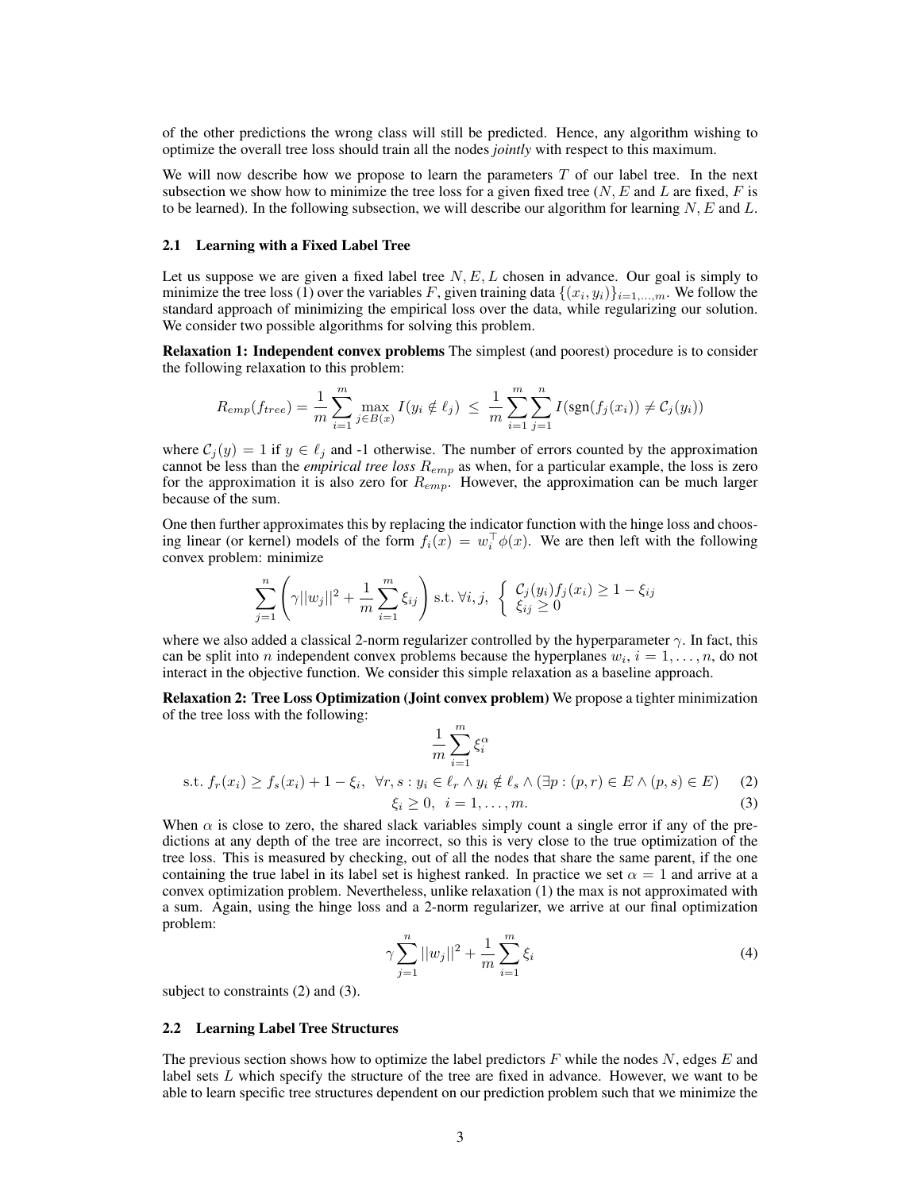of the other predictions the wrong class will still be predicted. Hence, any algorithm wishing to optimize the overall tree loss should train all the nodes *jointly* with respect to this maximum.

We will now describe how we propose to learn the parameters $T$ of our label tree. In the next subsection we show how to minimize the tree loss for a given fixed tree ($N$, $E$ and $L$ are fixed, $F$ is to be learned). In the following subsection, we will describe our algorithm for learning $N$, $E$ and $L$.

### 2.1 Learning with a Fixed Label Tree

Let us suppose we are given a fixed label tree $N, E, L$ chosen in advance. Our goal is simply to minimize the tree loss (1) over the variables $F$, given training data $\{(x_i, y_i)\}_{i=1,\dots,m}$. We follow the standard approach of minimizing the empirical loss over the data, while regularizing our solution. We consider two possible algorithms for solving this problem.

**Relaxation 1: Independent convex problems** The simplest (and poorest) procedure is to consider the following relaxation to this problem:

$$R_{emp}(f_{tree}) = \frac{1}{m}\sum_{i=1}^{m} \max_{j \in B(x)} I(y_i \notin \ell_j) \;\leq\; \frac{1}{m}\sum_{i=1}^{m}\sum_{j=1}^{n} I(\text{sgn}(f_j(x_i)) \neq \mathcal{C}_j(y_i))$$

where $\mathcal{C}_j(y) = 1$ if $y \in \ell_j$ and -1 otherwise. The number of errors counted by the approximation cannot be less than the *empirical tree loss* $R_{emp}$ as when, for a particular example, the loss is zero for the approximation it is also zero for $R_{emp}$. However, the approximation can be much larger because of the sum.

One then further approximates this by replacing the indicator function with the hinge loss and choosing linear (or kernel) models of the form $f_i(x) = w_i^\top \phi(x)$. We are then left with the following convex problem: minimize

$$\sum_{j=1}^{n}\left(\gamma||w_j||^2 + \frac{1}{m}\sum_{i=1}^{m}\xi_{ij}\right) \text{ s.t. } \forall i, j, \;\left\{ \begin{array}{l} \mathcal{C}_j(y_i) f_j(x_i) \geq 1 - \xi_{ij} \\ \xi_{ij} \geq 0 \end{array} \right.$$

where we also added a classical 2-norm regularizer controlled by the hyperparameter $\gamma$. In fact, this can be split into $n$ independent convex problems because the hyperplanes $w_i$, $i = 1, \dots, n$, do not interact in the objective function. We consider this simple relaxation as a baseline approach.

**Relaxation 2: Tree Loss Optimization (Joint convex problem)** We propose a tighter minimization of the tree loss with the following:

$$\frac{1}{m}\sum_{i=1}^{m}\xi_i^{\alpha}$$

$$\text{s.t. } f_r(x_i) \geq f_s(x_i) + 1 - \xi_i, \;\; \forall r, s : y_i \in \ell_r \wedge y_i \notin \ell_s \wedge (\exists p : (p, r) \in E \wedge (p, s) \in E) \quad (2)$$

$$\xi_i \geq 0, \;\; i = 1, \dots, m. \quad (3)$$

When $\alpha$ is close to zero, the shared slack variables simply count a single error if any of the predictions at any depth of the tree are incorrect, so this is very close to the true optimization of the tree loss. This is measured by checking, out of all the nodes that share the same parent, if the one containing the true label in its label set is highest ranked. In practice we set $\alpha = 1$ and arrive at a convex optimization problem. Nevertheless, unlike relaxation (1) the max is not approximated with a sum. Again, using the hinge loss and a 2-norm regularizer, we arrive at our final optimization problem:

$$\gamma\sum_{j=1}^{n}||w_j||^2 + \frac{1}{m}\sum_{i=1}^{m}\xi_i \quad (4)$$

subject to constraints (2) and (3).

### 2.2 Learning Label Tree Structures

The previous section shows how to optimize the label predictors $F$ while the nodes $N$, edges $E$ and label sets $L$ which specify the structure of the tree are fixed in advance. However, we want to be able to learn specific tree structures dependent on our prediction problem such that we minimize the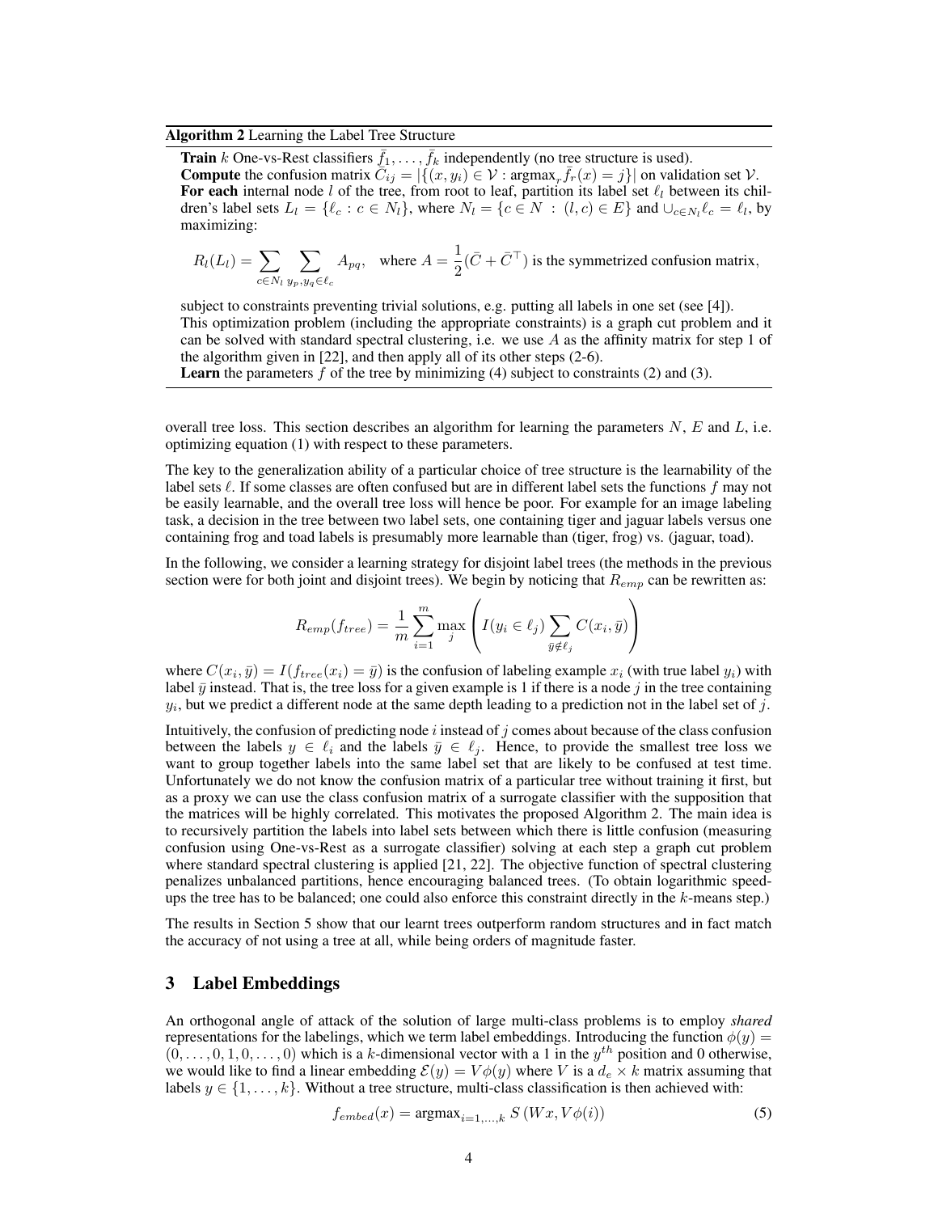**Algorithm 2** Learning the Label Tree Structure

**Train** $k$ One-vs-Rest classifiers $\bar{f}_1, \ldots, \bar{f}_k$ independently (no tree structure is used).
**Compute** the confusion matrix $\bar{C}_{ij} = |\{(x, y_i) \in \mathcal{V} : \text{argmax}_r \bar{f}_r(x) = j\}|$ on validation set $\mathcal{V}$.
**For each** internal node $l$ of the tree, from root to leaf, partition its label set $\ell_l$ between its children's label sets $L_l = \{\ell_c : c \in N_l\}$, where $N_l = \{c \in N \ : \ (l, c) \in E\}$ and $\cup_{c \in N_l} \ell_c = \ell_l$, by maximizing:

$$R_l(L_l) = \sum_{c \in N_l} \sum_{y_p, y_q \in \ell_c} A_{pq}, \quad \text{where } A = \frac{1}{2}(\bar{C} + \bar{C}^\top) \text{ is the symmetrized confusion matrix,}$$

subject to constraints preventing trivial solutions, e.g. putting all labels in one set (see [4]).
This optimization problem (including the appropriate constraints) is a graph cut problem and it can be solved with standard spectral clustering, i.e. we use $A$ as the affinity matrix for step 1 of the algorithm given in [22], and then apply all of its other steps (2-6).
**Learn** the parameters $f$ of the tree by minimizing (4) subject to constraints (2) and (3).

overall tree loss. This section describes an algorithm for learning the parameters $N$, $E$ and $L$, i.e. optimizing equation (1) with respect to these parameters.

The key to the generalization ability of a particular choice of tree structure is the learnability of the label sets $\ell$. If some classes are often confused but are in different label sets the functions $f$ may not be easily learnable, and the overall tree loss will hence be poor. For example for an image labeling task, a decision in the tree between two label sets, one containing tiger and jaguar labels versus one containing frog and toad labels is presumably more learnable than (tiger, frog) vs. (jaguar, toad).

In the following, we consider a learning strategy for disjoint label trees (the methods in the previous section were for both joint and disjoint trees). We begin by noticing that $R_{emp}$ can be rewritten as:

$$R_{emp}(f_{tree}) = \frac{1}{m} \sum_{i=1}^{m} \max_j \left( I(y_i \in \ell_j) \sum_{\bar{y} \notin \ell_j} C(x_i, \bar{y}) \right)$$

where $C(x_i, \bar{y}) = I(f_{tree}(x_i) = \bar{y})$ is the confusion of labeling example $x_i$ (with true label $y_i$) with label $\bar{y}$ instead. That is, the tree loss for a given example is 1 if there is a node $j$ in the tree containing $y_i$, but we predict a different node at the same depth leading to a prediction not in the label set of $j$.

Intuitively, the confusion of predicting node $i$ instead of $j$ comes about because of the class confusion between the labels $y \in \ell_i$ and the labels $\bar{y} \in \ell_j$. Hence, to provide the smallest tree loss we want to group together labels into the same label set that are likely to be confused at test time. Unfortunately we do not know the confusion matrix of a particular tree without training it first, but as a proxy we can use the class confusion matrix of a surrogate classifier with the supposition that the matrices will be highly correlated. This motivates the proposed Algorithm 2. The main idea is to recursively partition the labels into label sets between which there is little confusion (measuring confusion using One-vs-Rest as a surrogate classifier) solving at each step a graph cut problem where standard spectral clustering is applied [21, 22]. The objective function of spectral clustering penalizes unbalanced partitions, hence encouraging balanced trees. (To obtain logarithmic speedups the tree has to be balanced; one could also enforce this constraint directly in the $k$-means step.)

The results in Section 5 show that our learnt trees outperform random structures and in fact match the accuracy of not using a tree at all, while being orders of magnitude faster.

## 3 Label Embeddings

An orthogonal angle of attack of the solution of large multi-class problems is to employ *shared* representations for the labelings, which we term label embeddings. Introducing the function $\phi(y) = (0, \ldots, 0, 1, 0, \ldots, 0)$ which is a $k$-dimensional vector with a 1 in the $y^{th}$ position and 0 otherwise, we would like to find a linear embedding $\mathcal{E}(y) = V\phi(y)$ where $V$ is a $d_e \times k$ matrix assuming that labels $y \in \{1, \ldots, k\}$. Without a tree structure, multi-class classification is then achieved with:

$$f_{embed}(x) = \text{argmax}_{i=1,\ldots,k} \, S\left(Wx, V\phi(i)\right) \tag{5}$$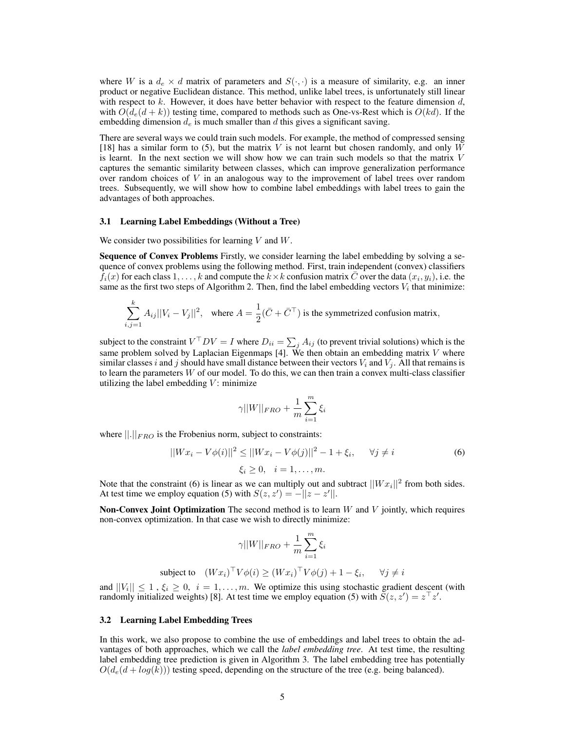where $W$ is a $d_e \times d$ matrix of parameters and $S(\cdot, \cdot)$ is a measure of similarity, e.g. an inner product or negative Euclidean distance. This method, unlike label trees, is unfortunately still linear with respect to $k$. However, it does have better behavior with respect to the feature dimension $d$, with $O(d_e(d + k))$ testing time, compared to methods such as One-vs-Rest which is $O(kd)$. If the embedding dimension $d_e$ is much smaller than $d$ this gives a significant saving.

There are several ways we could train such models. For example, the method of compressed sensing [18] has a similar form to (5), but the matrix $V$ is not learnt but chosen randomly, and only $W$ is learnt. In the next section we will show how we can train such models so that the matrix $V$ captures the semantic similarity between classes, which can improve generalization performance over random choices of $V$ in an analogous way to the improvement of label trees over random trees. Subsequently, we will show how to combine label embeddings with label trees to gain the advantages of both approaches.

### 3.1 Learning Label Embeddings (Without a Tree)

We consider two possibilities for learning $V$ and $W$.

**Sequence of Convex Problems** Firstly, we consider learning the label embedding by solving a sequence of convex problems using the following method. First, train independent (convex) classifiers $f_i(x)$ for each class $1, \ldots, k$ and compute the $k \times k$ confusion matrix $\bar{C}$ over the data $(x_i, y_i)$, i.e. the same as the first two steps of Algorithm 2. Then, find the label embedding vectors $V_i$ that minimize:

$$\sum_{i,j=1}^{k} A_{ij} ||V_i - V_j||^2, \quad \text{where } A = \frac{1}{2}(\bar{C} + \bar{C}^\top) \text{ is the symmetrized confusion matrix,}$$

subject to the constraint $V^\top D V = I$ where $D_{ii} = \sum_j A_{ij}$ (to prevent trivial solutions) which is the same problem solved by Laplacian Eigenmaps [4]. We then obtain an embedding matrix $V$ where similar classes $i$ and $j$ should have small distance between their vectors $V_i$ and $V_j$. All that remains is to learn the parameters $W$ of our model. To do this, we can then train a convex multi-class classifier utilizing the label embedding $V$: minimize

$$\gamma ||W||_{FRO} + \frac{1}{m} \sum_{i=1}^{m} \xi_i$$

where $||.||_{FRO}$ is the Frobenius norm, subject to constraints:

$$||Wx_i - V\phi(i)||^2 \leq ||Wx_i - V\phi(j)||^2 - 1 + \xi_i, \qquad \forall j \neq i \tag{6}$$
$$\xi_i \geq 0, \quad i = 1, \ldots, m.$$

Note that the constraint (6) is linear as we can multiply out and subtract $||Wx_i||^2$ from both sides. At test time we employ equation (5) with $S(z, z') = -||z - z'||$.

**Non-Convex Joint Optimization** The second method is to learn $W$ and $V$ jointly, which requires non-convex optimization. In that case we wish to directly minimize:

$$\gamma ||W||_{FRO} + \frac{1}{m} \sum_{i=1}^{m} \xi_i$$

$$\text{subject to} \quad (Wx_i)^\top V\phi(i) \geq (Wx_i)^\top V\phi(j) + 1 - \xi_i, \qquad \forall j \neq i$$

and $||V_i|| \leq 1$ , $\xi_i \geq 0$, $i = 1, \ldots, m$. We optimize this using stochastic gradient descent (with randomly initialized weights) [8]. At test time we employ equation (5) with $S(z, z') = z^\top z'$.

### 3.2 Learning Label Embedding Trees

In this work, we also propose to combine the use of embeddings and label trees to obtain the advantages of both approaches, which we call the *label embedding tree*. At test time, the resulting label embedding tree prediction is given in Algorithm 3. The label embedding tree has potentially $O(d_e(d + log(k)))$ testing speed, depending on the structure of the tree (e.g. being balanced).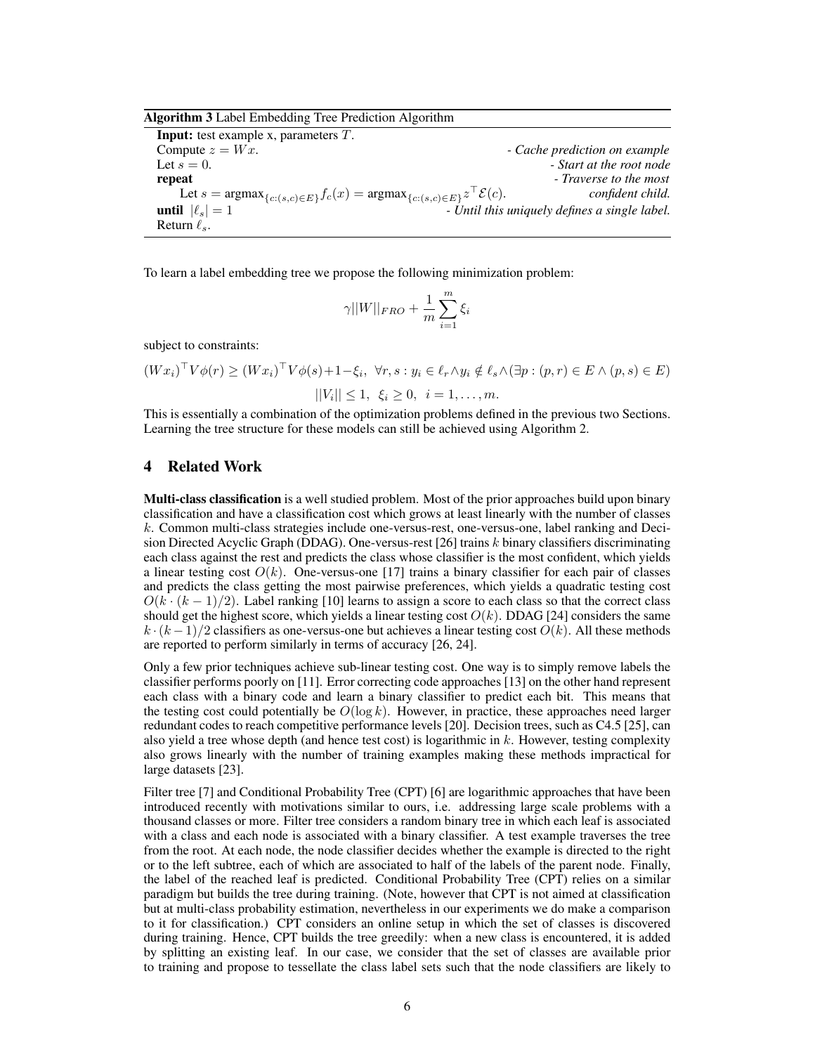**Algorithm 3** Label Embedding Tree Prediction Algorithm

**Input:** test example x, parameters $T$.
Compute $z = Wx$. *- Cache prediction on example*
Let $s = 0$. *- Start at the root node*
**repeat** *- Traverse to the most*
  Let $s = \text{argmax}_{\{c:(s,c)\in E\}} f_c(x) = \text{argmax}_{\{c:(s,c)\in E\}} z^\top \mathcal{E}(c)$. *confident child.*
**until** $|\ell_s| = 1$ *- Until this uniquely defines a single label.*
Return $\ell_s$.

To learn a label embedding tree we propose the following minimization problem:

$$\gamma ||W||_{FRO} + \frac{1}{m}\sum_{i=1}^{m} \xi_i$$

subject to constraints:

$$(Wx_i)^\top V\phi(r) \geq (Wx_i)^\top V\phi(s) + 1 - \xi_i, \;\; \forall r, s : y_i \in \ell_r \wedge y_i \notin \ell_s \wedge (\exists p : (p,r) \in E \wedge (p,s) \in E)$$

$$||V_i|| \leq 1, \;\; \xi_i \geq 0, \;\; i = 1, \ldots, m.$$

This is essentially a combination of the optimization problems defined in the previous two Sections. Learning the tree structure for these models can still be achieved using Algorithm 2.

## 4 Related Work

**Multi-class classification** is a well studied problem. Most of the prior approaches build upon binary classification and have a classification cost which grows at least linearly with the number of classes $k$. Common multi-class strategies include one-versus-rest, one-versus-one, label ranking and Decision Directed Acyclic Graph (DDAG). One-versus-rest [26] trains $k$ binary classifiers discriminating each class against the rest and predicts the class whose classifier is the most confident, which yields a linear testing cost $O(k)$. One-versus-one [17] trains a binary classifier for each pair of classes and predicts the class getting the most pairwise preferences, which yields a quadratic testing cost $O(k \cdot (k-1)/2)$. Label ranking [10] learns to assign a score to each class so that the correct class should get the highest score, which yields a linear testing cost $O(k)$. DDAG [24] considers the same $k \cdot (k-1)/2$ classifiers as one-versus-one but achieves a linear testing cost $O(k)$. All these methods are reported to perform similarly in terms of accuracy [26, 24].

Only a few prior techniques achieve sub-linear testing cost. One way is to simply remove labels the classifier performs poorly on [11]. Error correcting code approaches [13] on the other hand represent each class with a binary code and learn a binary classifier to predict each bit. This means that the testing cost could potentially be $O(\log k)$. However, in practice, these approaches need larger redundant codes to reach competitive performance levels [20]. Decision trees, such as C4.5 [25], can also yield a tree whose depth (and hence test cost) is logarithmic in $k$. However, testing complexity also grows linearly with the number of training examples making these methods impractical for large datasets [23].

Filter tree [7] and Conditional Probability Tree (CPT) [6] are logarithmic approaches that have been introduced recently with motivations similar to ours, i.e. addressing large scale problems with a thousand classes or more. Filter tree considers a random binary tree in which each leaf is associated with a class and each node is associated with a binary classifier. A test example traverses the tree from the root. At each node, the node classifier decides whether the example is directed to the right or to the left subtree, each of which are associated to half of the labels of the parent node. Finally, the label of the reached leaf is predicted. Conditional Probability Tree (CPT) relies on a similar paradigm but builds the tree during training. (Note, however that CPT is not aimed at classification but at multi-class probability estimation, nevertheless in our experiments we do make a comparison to it for classification.) CPT considers an online setup in which the set of classes is discovered during training. Hence, CPT builds the tree greedily: when a new class is encountered, it is added by splitting an existing leaf. In our case, we consider that the set of classes are available prior to training and propose to tessellate the class label sets such that the node classifiers are likely to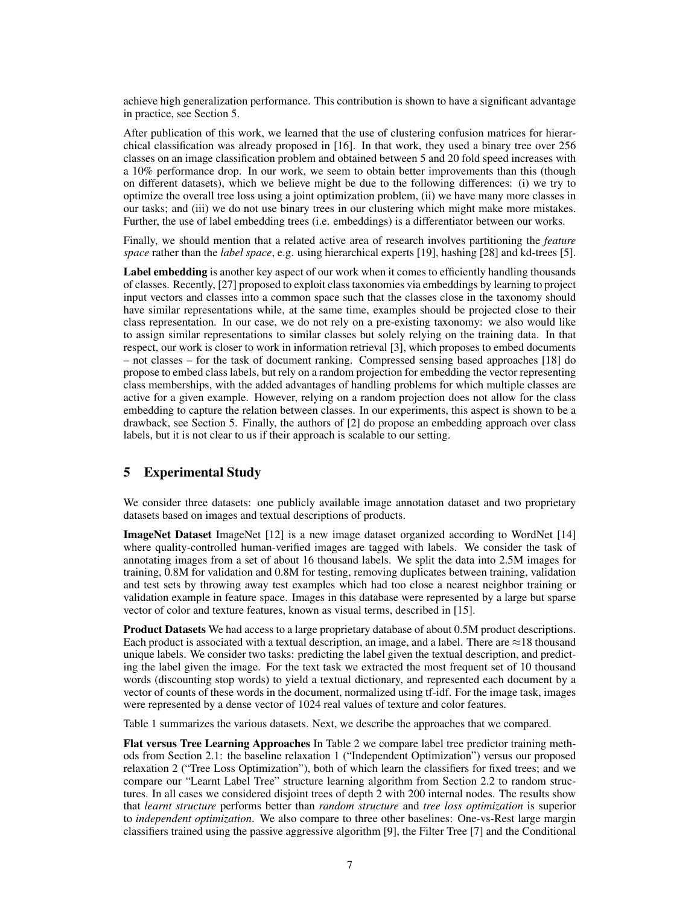achieve high generalization performance. This contribution is shown to have a significant advantage in practice, see Section 5.

After publication of this work, we learned that the use of clustering confusion matrices for hierarchical classification was already proposed in [16]. In that work, they used a binary tree over 256 classes on an image classification problem and obtained between 5 and 20 fold speed increases with a 10% performance drop. In our work, we seem to obtain better improvements than this (though on different datasets), which we believe might be due to the following differences: (i) we try to optimize the overall tree loss using a joint optimization problem, (ii) we have many more classes in our tasks; and (iii) we do not use binary trees in our clustering which might make more mistakes. Further, the use of label embedding trees (i.e. embeddings) is a differentiator between our works.

Finally, we should mention that a related active area of research involves partitioning the *feature space* rather than the *label space*, e.g. using hierarchical experts [19], hashing [28] and kd-trees [5].

**Label embedding** is another key aspect of our work when it comes to efficiently handling thousands of classes. Recently, [27] proposed to exploit class taxonomies via embeddings by learning to project input vectors and classes into a common space such that the classes close in the taxonomy should have similar representations while, at the same time, examples should be projected close to their class representation. In our case, we do not rely on a pre-existing taxonomy: we also would like to assign similar representations to similar classes but solely relying on the training data. In that respect, our work is closer to work in information retrieval [3], which proposes to embed documents – not classes – for the task of document ranking. Compressed sensing based approaches [18] do propose to embed class labels, but rely on a random projection for embedding the vector representing class memberships, with the added advantages of handling problems for which multiple classes are active for a given example. However, relying on a random projection does not allow for the class embedding to capture the relation between classes. In our experiments, this aspect is shown to be a drawback, see Section 5. Finally, the authors of [2] do propose an embedding approach over class labels, but it is not clear to us if their approach is scalable to our setting.

## 5 Experimental Study

We consider three datasets: one publicly available image annotation dataset and two proprietary datasets based on images and textual descriptions of products.

**ImageNet Dataset** ImageNet [12] is a new image dataset organized according to WordNet [14] where quality-controlled human-verified images are tagged with labels. We consider the task of annotating images from a set of about 16 thousand labels. We split the data into 2.5M images for training, 0.8M for validation and 0.8M for testing, removing duplicates between training, validation and test sets by throwing away test examples which had too close a nearest neighbor training or validation example in feature space. Images in this database were represented by a large but sparse vector of color and texture features, known as visual terms, described in [15].

**Product Datasets** We had access to a large proprietary database of about 0.5M product descriptions. Each product is associated with a textual description, an image, and a label. There are $\approx$18 thousand unique labels. We consider two tasks: predicting the label given the textual description, and predicting the label given the image. For the text task we extracted the most frequent set of 10 thousand words (discounting stop words) to yield a textual dictionary, and represented each document by a vector of counts of these words in the document, normalized using tf-idf. For the image task, images were represented by a dense vector of 1024 real values of texture and color features.

Table 1 summarizes the various datasets. Next, we describe the approaches that we compared.

**Flat versus Tree Learning Approaches** In Table 2 we compare label tree predictor training methods from Section 2.1: the baseline relaxation 1 ("Independent Optimization") versus our proposed relaxation 2 ("Tree Loss Optimization"), both of which learn the classifiers for fixed trees; and we compare our "Learnt Label Tree" structure learning algorithm from Section 2.2 to random structures. In all cases we considered disjoint trees of depth 2 with 200 internal nodes. The results show that *learnt structure* performs better than *random structure* and *tree loss optimization* is superior to *independent optimization*. We also compare to three other baselines: One-vs-Rest large margin classifiers trained using the passive aggressive algorithm [9], the Filter Tree [7] and the Conditional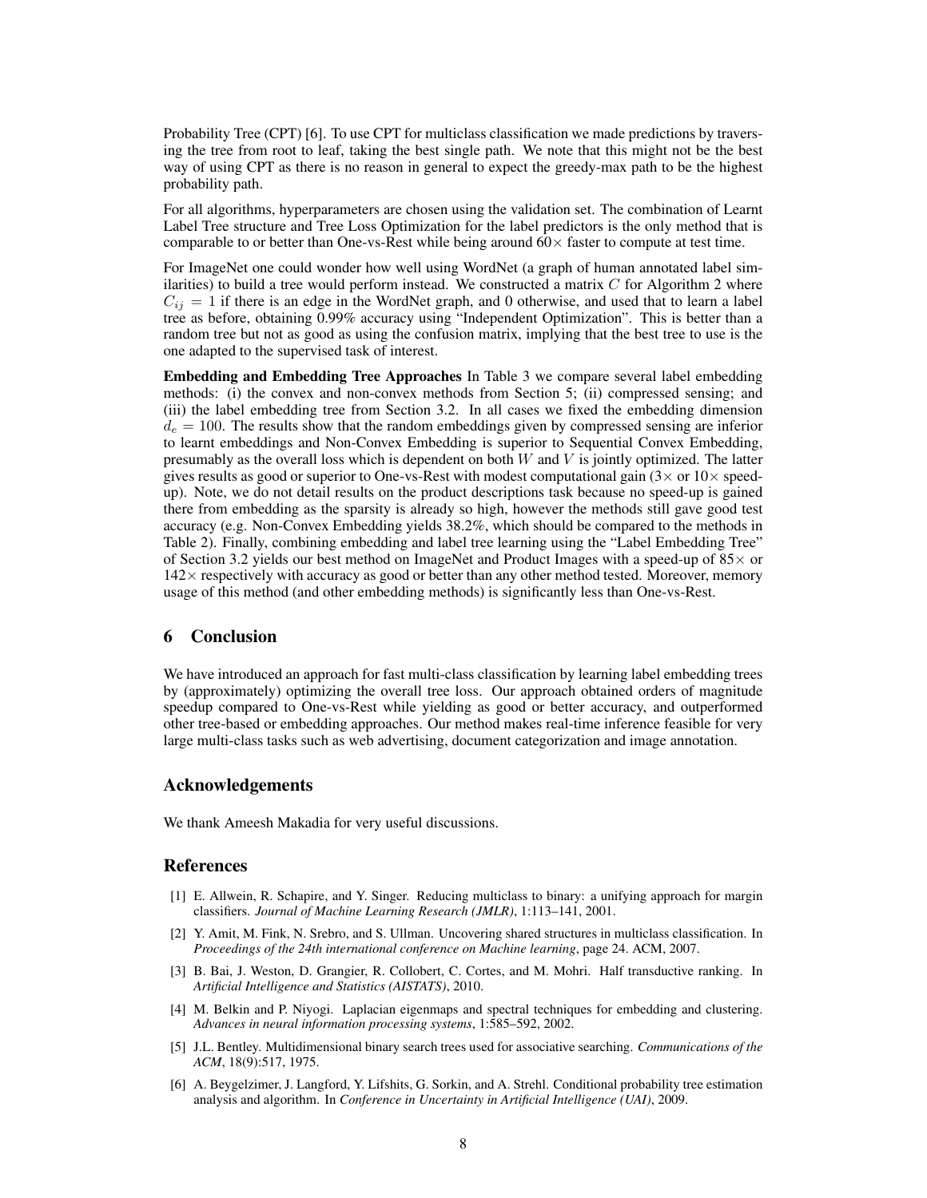Probability Tree (CPT) [6]. To use CPT for multiclass classification we made predictions by traversing the tree from root to leaf, taking the best single path. We note that this might not be the best way of using CPT as there is no reason in general to expect the greedy-max path to be the highest probability path.

For all algorithms, hyperparameters are chosen using the validation set. The combination of Learnt Label Tree structure and Tree Loss Optimization for the label predictors is the only method that is comparable to or better than One-vs-Rest while being around 60× faster to compute at test time.

For ImageNet one could wonder how well using WordNet (a graph of human annotated label similarities) to build a tree would perform instead. We constructed a matrix $C$ for Algorithm 2 where $C_{ij} = 1$ if there is an edge in the WordNet graph, and 0 otherwise, and used that to learn a label tree as before, obtaining 0.99% accuracy using "Independent Optimization". This is better than a random tree but not as good as using the confusion matrix, implying that the best tree to use is the one adapted to the supervised task of interest.

**Embedding and Embedding Tree Approaches** In Table 3 we compare several label embedding methods: (i) the convex and non-convex methods from Section 5; (ii) compressed sensing; and (iii) the label embedding tree from Section 3.2. In all cases we fixed the embedding dimension $d_e = 100$. The results show that the random embeddings given by compressed sensing are inferior to learnt embeddings and Non-Convex Embedding is superior to Sequential Convex Embedding, presumably as the overall loss which is dependent on both $W$ and $V$ is jointly optimized. The latter gives results as good or superior to One-vs-Rest with modest computational gain (3× or 10× speed-up). Note, we do not detail results on the product descriptions task because no speed-up is gained there from embedding as the sparsity is already so high, however the methods still gave good test accuracy (e.g. Non-Convex Embedding yields 38.2%, which should be compared to the methods in Table 2). Finally, combining embedding and label tree learning using the "Label Embedding Tree" of Section 3.2 yields our best method on ImageNet and Product Images with a speed-up of 85× or 142× respectively with accuracy as good or better than any other method tested. Moreover, memory usage of this method (and other embedding methods) is significantly less than One-vs-Rest.

## 6 Conclusion

We have introduced an approach for fast multi-class classification by learning label embedding trees by (approximately) optimizing the overall tree loss. Our approach obtained orders of magnitude speedup compared to One-vs-Rest while yielding as good or better accuracy, and outperformed other tree-based or embedding approaches. Our method makes real-time inference feasible for very large multi-class tasks such as web advertising, document categorization and image annotation.

## Acknowledgements

We thank Ameesh Makadia for very useful discussions.

## References

[1] E. Allwein, R. Schapire, and Y. Singer. Reducing multiclass to binary: a unifying approach for margin classifiers. *Journal of Machine Learning Research (JMLR)*, 1:113–141, 2001.

[2] Y. Amit, M. Fink, N. Srebro, and S. Ullman. Uncovering shared structures in multiclass classification. In *Proceedings of the 24th international conference on Machine learning*, page 24. ACM, 2007.

[3] B. Bai, J. Weston, D. Grangier, R. Collobert, C. Cortes, and M. Mohri. Half transductive ranking. In *Artificial Intelligence and Statistics (AISTATS)*, 2010.

[4] M. Belkin and P. Niyogi. Laplacian eigenmaps and spectral techniques for embedding and clustering. *Advances in neural information processing systems*, 1:585–592, 2002.

[5] J.L. Bentley. Multidimensional binary search trees used for associative searching. *Communications of the ACM*, 18(9):517, 1975.

[6] A. Beygelzimer, J. Langford, Y. Lifshits, G. Sorkin, and A. Strehl. Conditional probability tree estimation analysis and algorithm. In *Conference in Uncertainty in Artificial Intelligence (UAI)*, 2009.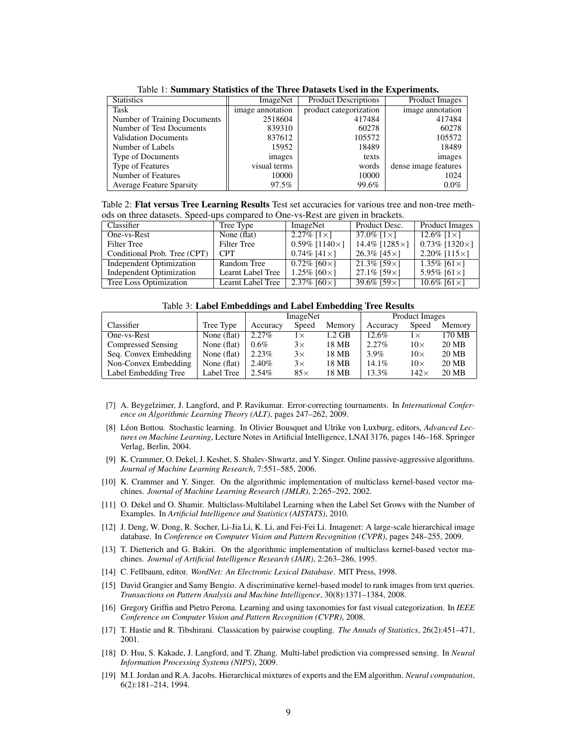Table 1: **Summary Statistics of the Three Datasets Used in the Experiments.**

| Statistics | ImageNet | Product Descriptions | Product Images |
|---|---|---|---|
| Task | image annotation | product categorization | image annotation |
| Number of Training Documents | 2518604 | 417484 | 417484 |
| Number of Test Documents | 839310 | 60278 | 60278 |
| Validation Documents | 837612 | 105572 | 105572 |
| Number of Labels | 15952 | 18489 | 18489 |
| Type of Documents | images | texts | images |
| Type of Features | visual terms | words | dense image features |
| Number of Features | 10000 | 10000 | 1024 |
| Average Feature Sparsity | 97.5% | 99.6% | 0.0% |

Table 2: **Flat versus Tree Learning Results** Test set accuracies for various tree and non-tree methods on three datasets. Speed-ups compared to One-vs-Rest are given in brackets.

| Classifier | Tree Type | ImageNet | Product Desc. | Product Images |
|---|---|---|---|---|
| One-vs-Rest | None (flat) | 2.27% [1×] | 37.0% [1×] | 12.6% [1×] |
| Filter Tree | Filter Tree | 0.59% [1140×] | 14.4% [1285×] | 0.73% [1320×] |
| Conditional Prob. Tree (CPT) | CPT | 0.74% [41×] | 26.3% [45×] | 2.20% [115×] |
| Independent Optimization | Random Tree | 0.72% [60×] | 21.3% [59×] | 1.35% [61×] |
| Independent Optimization | Learnt Label Tree | 1.25% [60×] | 27.1% [59×] | 5.95% [61×] |
| Tree Loss Optimization | Learnt Label Tree | 2.37% [60×] | 39.6% [59×] | 10.6% [61×] |

Table 3: **Label Embeddings and Label Embedding Tree Results**

| | | ImageNet | | | Product Images | | |
|---|---|---|---|---|---|---|---|
| Classifier | Tree Type | Accuracy | Speed | Memory | Accuracy | Speed | Memory |
| One-vs-Rest | None (flat) | 2.27% | 1× | 1.2 GB | 12.6% | 1× | 170 MB |
| Compressed Sensing | None (flat) | 0.6% | 3× | 18 MB | 2.27% | 10× | 20 MB |
| Seq. Convex Embedding | None (flat) | 2.23% | 3× | 18 MB | 3.9% | 10× | 20 MB |
| Non-Convex Embedding | None (flat) | 2.40% | 3× | 18 MB | 14.1% | 10× | 20 MB |
| Label Embedding Tree | Label Tree | 2.54% | 85× | 18 MB | 13.3% | 142× | 20 MB |

[7] A. Beygelzimer, J. Langford, and P. Ravikumar. Error-correcting tournaments. In *International Conference on Algorithmic Learning Theory (ALT)*, pages 247–262, 2009.

[8] Léon Bottou. Stochastic learning. In Olivier Bousquet and Ulrike von Luxburg, editors, *Advanced Lectures on Machine Learning*, Lecture Notes in Artificial Intelligence, LNAI 3176, pages 146–168. Springer Verlag, Berlin, 2004.

[9] K. Crammer, O. Dekel, J. Keshet, S. Shalev-Shwartz, and Y. Singer. Online passive-aggressive algorithms. *Journal of Machine Learning Research*, 7:551–585, 2006.

[10] K. Crammer and Y. Singer. On the algorithmic implementation of multiclass kernel-based vector machines. *Journal of Machine Learning Research (JMLR)*, 2:265–292, 2002.

[11] O. Dekel and O. Shamir. Multiclass-Multilabel Learning when the Label Set Grows with the Number of Examples. In *Artificial Intelligence and Statistics (AISTATS)*, 2010.

[12] J. Deng, W. Dong, R. Socher, Li-Jia Li, K. Li, and Fei-Fei Li. Imagenet: A large-scale hierarchical image database. In *Conference on Computer Vision and Pattern Recognition (CVPR)*, pages 248–255, 2009.

[13] T. Dietterich and G. Bakiri. On the algorithmic implementation of multiclass kernel-based vector machines. *Journal of Artificial Intelligence Research (JAIR)*, 2:263–286, 1995.

[14] C. Fellbaum, editor. *WordNet: An Electronic Lexical Database*. MIT Press, 1998.

[15] David Grangier and Samy Bengio. A discriminative kernel-based model to rank images from text queries. *Transactions on Pattern Analysis and Machine Intelligence*, 30(8):1371–1384, 2008.

[16] Gregory Griffin and Pietro Perona. Learning and using taxonomies for fast visual categorization. In *IEEE Conference on Computer Vision and Pattern Recognition (CVPR)*, 2008.

[17] T. Hastie and R. Tibshirani. Classication by pairwise coupling. *The Annals of Statistics*, 26(2):451–471, 2001.

[18] D. Hsu, S. Kakade, J. Langford, and T. Zhang. Multi-label prediction via compressed sensing. In *Neural Information Processing Systems (NIPS)*, 2009.

[19] M.I. Jordan and R.A. Jacobs. Hierarchical mixtures of experts and the EM algorithm. *Neural computation*, 6(2):181–214, 1994.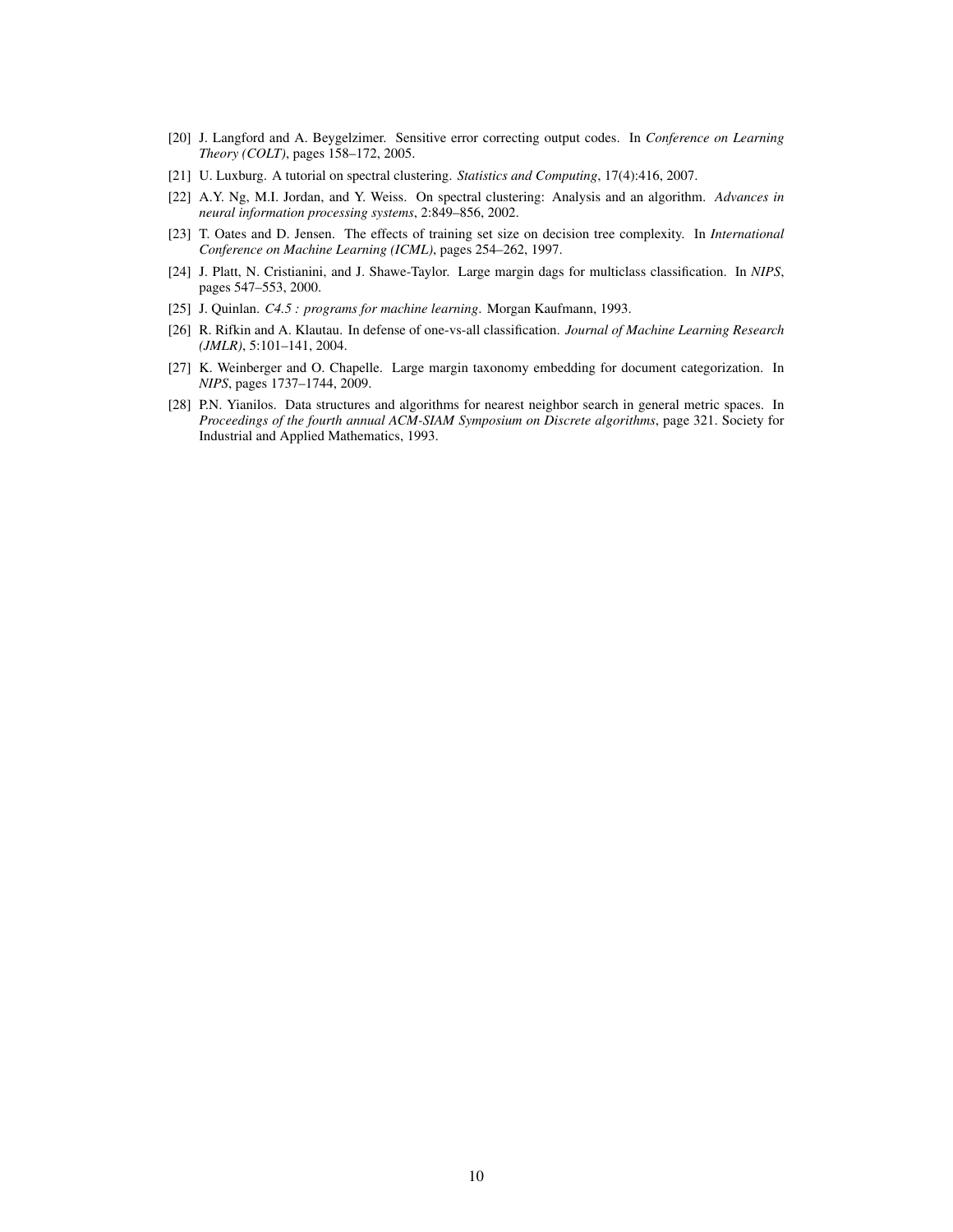[20] J. Langford and A. Beygelzimer. Sensitive error correcting output codes. In *Conference on Learning Theory (COLT)*, pages 158–172, 2005.

[21] U. Luxburg. A tutorial on spectral clustering. *Statistics and Computing*, 17(4):416, 2007.

[22] A.Y. Ng, M.I. Jordan, and Y. Weiss. On spectral clustering: Analysis and an algorithm. *Advances in neural information processing systems*, 2:849–856, 2002.

[23] T. Oates and D. Jensen. The effects of training set size on decision tree complexity. In *International Conference on Machine Learning (ICML)*, pages 254–262, 1997.

[24] J. Platt, N. Cristianini, and J. Shawe-Taylor. Large margin dags for multiclass classification. In *NIPS*, pages 547–553, 2000.

[25] J. Quinlan. *C4.5 : programs for machine learning*. Morgan Kaufmann, 1993.

[26] R. Rifkin and A. Klautau. In defense of one-vs-all classification. *Journal of Machine Learning Research (JMLR)*, 5:101–141, 2004.

[27] K. Weinberger and O. Chapelle. Large margin taxonomy embedding for document categorization. In *NIPS*, pages 1737–1744, 2009.

[28] P.N. Yianilos. Data structures and algorithms for nearest neighbor search in general metric spaces. In *Proceedings of the fourth annual ACM-SIAM Symposium on Discrete algorithms*, page 321. Society for Industrial and Applied Mathematics, 1993.